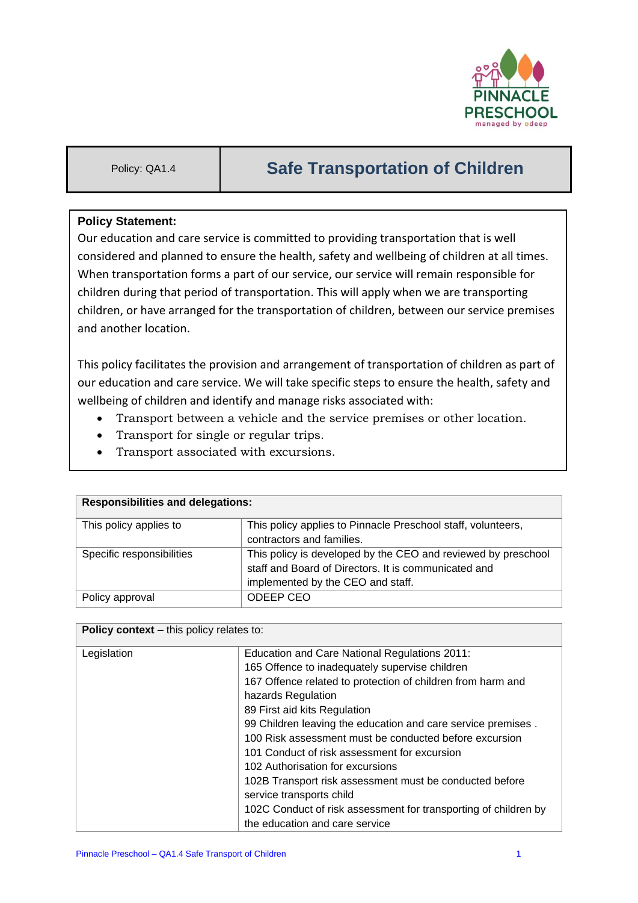| Policy: QA1.4 | # Safe Transportation of Children |
|---|---|

**Policy Statement:**

Our education and care service is committed to providing transportation that is well considered and planned to ensure the health, safety and wellbeing of children at all times. When transportation forms a part of our service, our service will remain responsible for children during that period of transportation. This will apply when we are transporting children, or have arranged for the transportation of children, between our service premises and another location.

This policy facilitates the provision and arrangement of transportation of children as part of our education and care service. We will take specific steps to ensure the health, safety and wellbeing of children and identify and manage risks associated with:

- Transport between a vehicle and the service premises or other location.
- Transport for single or regular trips.
- Transport associated with excursions.

| **Responsibilities and delegations:** | |
|---|---|
| This policy applies to | This policy applies to Pinnacle Preschool staff, volunteers, contractors and families. |
| Specific responsibilities | This policy is developed by the CEO and reviewed by preschool staff and Board of Directors. It is communicated and implemented by the CEO and staff. |
| Policy approval | ODEEP CEO |

| **Policy context** – this policy relates to: | |
|---|---|
| Legislation | Education and Care National Regulations 2011:<br>165 Offence to inadequately supervise children<br>167 Offence related to protection of children from harm and hazards Regulation<br>89 First aid kits Regulation<br>99 Children leaving the education and care service premises .<br>100 Risk assessment must be conducted before excursion<br>101 Conduct of risk assessment for excursion<br>102 Authorisation for excursions<br>102B Transport risk assessment must be conducted before service transports child<br>102C Conduct of risk assessment for transporting of children by the education and care service |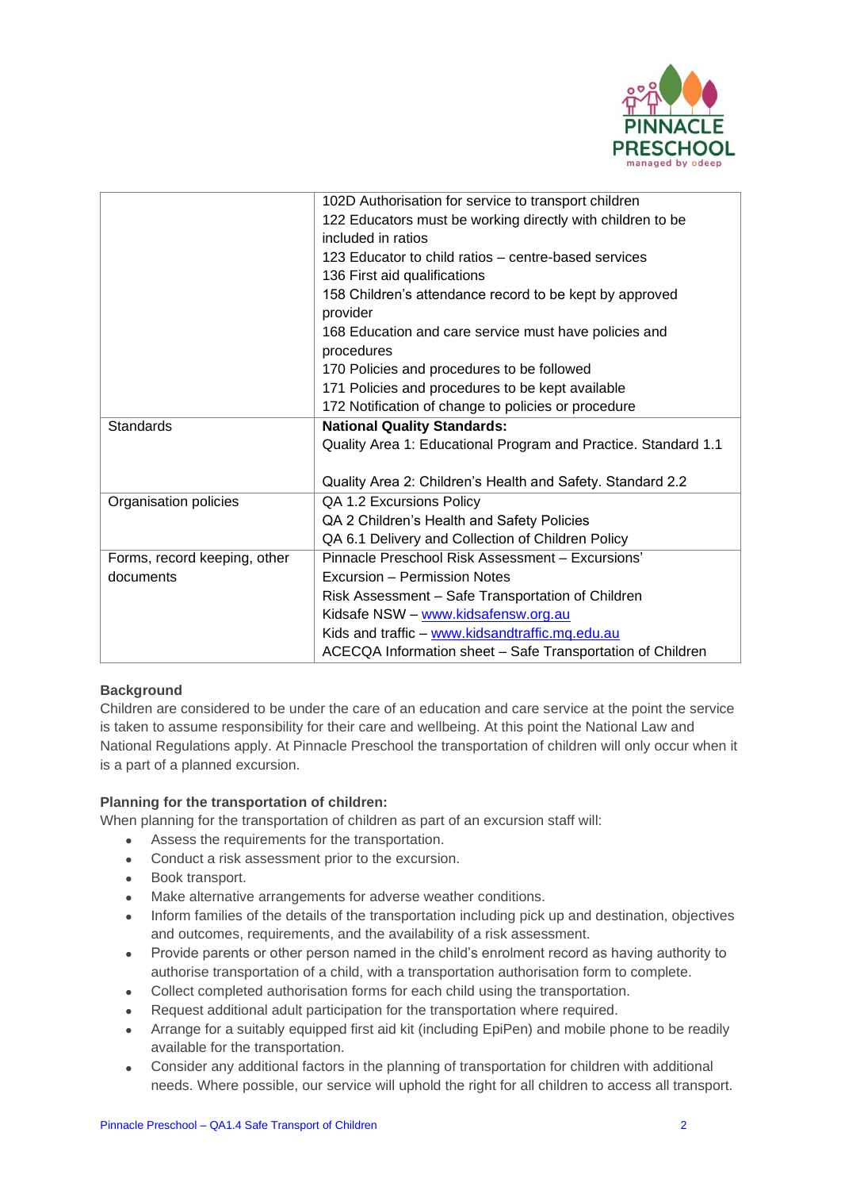| | |
|---|---|
| | 102D Authorisation for service to transport children<br>122 Educators must be working directly with children to be included in ratios<br>123 Educator to child ratios – centre-based services<br>136 First aid qualifications<br>158 Children's attendance record to be kept by approved provider<br>168 Education and care service must have policies and procedures<br>170 Policies and procedures to be followed<br>171 Policies and procedures to be kept available<br>172 Notification of change to policies or procedure |
| Standards | **National Quality Standards:**<br>Quality Area 1: Educational Program and Practice. Standard 1.1<br><br>Quality Area 2: Children's Health and Safety. Standard 2.2 |
| Organisation policies | QA 1.2 Excursions Policy<br>QA 2 Children's Health and Safety Policies<br>QA 6.1 Delivery and Collection of Children Policy |
| Forms, record keeping, other documents | Pinnacle Preschool Risk Assessment – Excursions'<br>Excursion – Permission Notes<br>Risk Assessment – Safe Transportation of Children<br>Kidsafe NSW – www.kidsafensw.org.au<br>Kids and traffic – www.kidsandtraffic.mq.edu.au<br>ACECQA Information sheet – Safe Transportation of Children |

**Background**

Children are considered to be under the care of an education and care service at the point the service is taken to assume responsibility for their care and wellbeing. At this point the National Law and National Regulations apply. At Pinnacle Preschool the transportation of children will only occur when it is a part of a planned excursion.

**Planning for the transportation of children:**

When planning for the transportation of children as part of an excursion staff will:

- Assess the requirements for the transportation.
- Conduct a risk assessment prior to the excursion.
- Book transport.
- Make alternative arrangements for adverse weather conditions.
- Inform families of the details of the transportation including pick up and destination, objectives and outcomes, requirements, and the availability of a risk assessment.
- Provide parents or other person named in the child's enrolment record as having authority to authorise transportation of a child, with a transportation authorisation form to complete.
- Collect completed authorisation forms for each child using the transportation.
- Request additional adult participation for the transportation where required.
- Arrange for a suitably equipped first aid kit (including EpiPen) and mobile phone to be readily available for the transportation.
- Consider any additional factors in the planning of transportation for children with additional needs. Where possible, our service will uphold the right for all children to access all transport.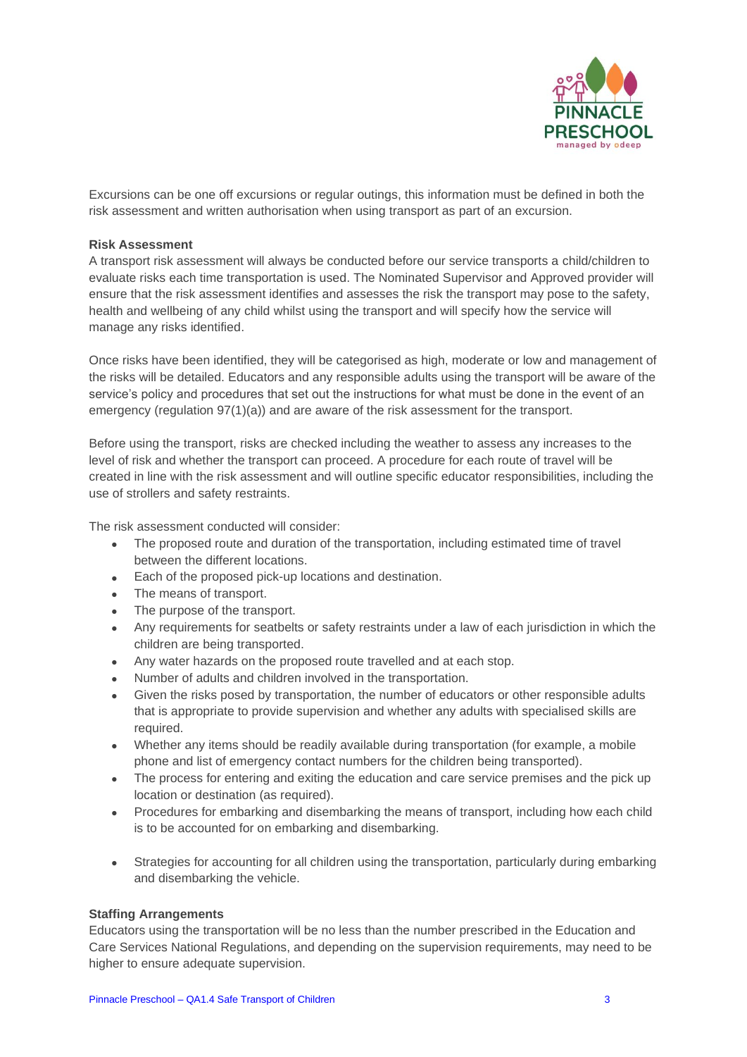Excursions can be one off excursions or regular outings, this information must be defined in both the risk assessment and written authorisation when using transport as part of an excursion.

**Risk Assessment**

A transport risk assessment will always be conducted before our service transports a child/children to evaluate risks each time transportation is used. The Nominated Supervisor and Approved provider will ensure that the risk assessment identifies and assesses the risk the transport may pose to the safety, health and wellbeing of any child whilst using the transport and will specify how the service will manage any risks identified.

Once risks have been identified, they will be categorised as high, moderate or low and management of the risks will be detailed. Educators and any responsible adults using the transport will be aware of the service's policy and procedures that set out the instructions for what must be done in the event of an emergency (regulation 97(1)(a)) and are aware of the risk assessment for the transport.

Before using the transport, risks are checked including the weather to assess any increases to the level of risk and whether the transport can proceed. A procedure for each route of travel will be created in line with the risk assessment and will outline specific educator responsibilities, including the use of strollers and safety restraints.

The risk assessment conducted will consider:

- The proposed route and duration of the transportation, including estimated time of travel between the different locations.
- Each of the proposed pick-up locations and destination.
- The means of transport.
- The purpose of the transport.
- Any requirements for seatbelts or safety restraints under a law of each jurisdiction in which the children are being transported.
- Any water hazards on the proposed route travelled and at each stop.
- Number of adults and children involved in the transportation.
- Given the risks posed by transportation, the number of educators or other responsible adults that is appropriate to provide supervision and whether any adults with specialised skills are required.
- Whether any items should be readily available during transportation (for example, a mobile phone and list of emergency contact numbers for the children being transported).
- The process for entering and exiting the education and care service premises and the pick up location or destination (as required).
- Procedures for embarking and disembarking the means of transport, including how each child is to be accounted for on embarking and disembarking.
- Strategies for accounting for all children using the transportation, particularly during embarking and disembarking the vehicle.

**Staffing Arrangements**

Educators using the transportation will be no less than the number prescribed in the Education and Care Services National Regulations, and depending on the supervision requirements, may need to be higher to ensure adequate supervision.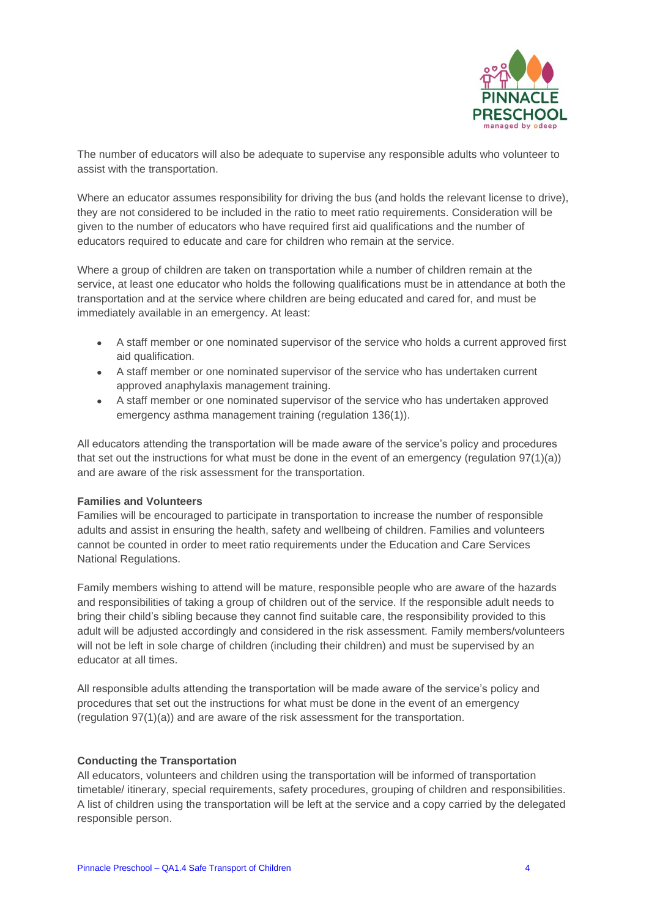The number of educators will also be adequate to supervise any responsible adults who volunteer to assist with the transportation.

Where an educator assumes responsibility for driving the bus (and holds the relevant license to drive), they are not considered to be included in the ratio to meet ratio requirements. Consideration will be given to the number of educators who have required first aid qualifications and the number of educators required to educate and care for children who remain at the service.

Where a group of children are taken on transportation while a number of children remain at the service, at least one educator who holds the following qualifications must be in attendance at both the transportation and at the service where children are being educated and cared for, and must be immediately available in an emergency. At least:

- A staff member or one nominated supervisor of the service who holds a current approved first aid qualification.
- A staff member or one nominated supervisor of the service who has undertaken current approved anaphylaxis management training.
- A staff member or one nominated supervisor of the service who has undertaken approved emergency asthma management training (regulation 136(1)).

All educators attending the transportation will be made aware of the service's policy and procedures that set out the instructions for what must be done in the event of an emergency (regulation 97(1)(a)) and are aware of the risk assessment for the transportation.

**Families and Volunteers**

Families will be encouraged to participate in transportation to increase the number of responsible adults and assist in ensuring the health, safety and wellbeing of children. Families and volunteers cannot be counted in order to meet ratio requirements under the Education and Care Services National Regulations.

Family members wishing to attend will be mature, responsible people who are aware of the hazards and responsibilities of taking a group of children out of the service. If the responsible adult needs to bring their child's sibling because they cannot find suitable care, the responsibility provided to this adult will be adjusted accordingly and considered in the risk assessment. Family members/volunteers will not be left in sole charge of children (including their children) and must be supervised by an educator at all times.

All responsible adults attending the transportation will be made aware of the service's policy and procedures that set out the instructions for what must be done in the event of an emergency (regulation 97(1)(a)) and are aware of the risk assessment for the transportation.

**Conducting the Transportation**

All educators, volunteers and children using the transportation will be informed of transportation timetable/ itinerary, special requirements, safety procedures, grouping of children and responsibilities. A list of children using the transportation will be left at the service and a copy carried by the delegated responsible person.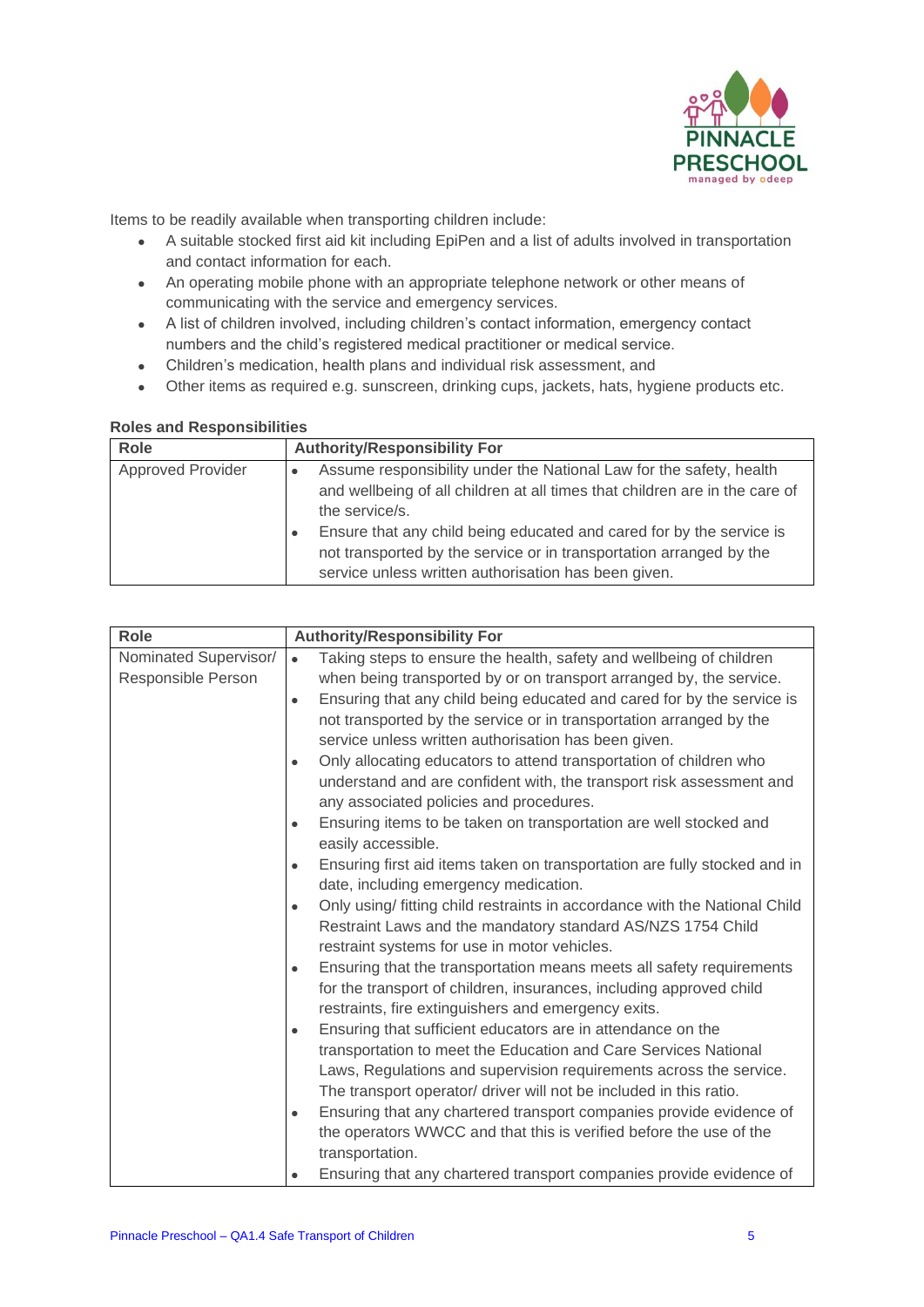Items to be readily available when transporting children include:

- A suitable stocked first aid kit including EpiPen and a list of adults involved in transportation and contact information for each.
- An operating mobile phone with an appropriate telephone network or other means of communicating with the service and emergency services.
- A list of children involved, including children's contact information, emergency contact numbers and the child's registered medical practitioner or medical service.
- Children's medication, health plans and individual risk assessment, and
- Other items as required e.g. sunscreen, drinking cups, jackets, hats, hygiene products etc.

**Roles and Responsibilities**

| Role | Authority/Responsibility For |
|---|---|
| Approved Provider | • Assume responsibility under the National Law for the safety, health and wellbeing of all children at all times that children are in the care of the service/s.<br>• Ensure that any child being educated and cared for by the service is not transported by the service or in transportation arranged by the service unless written authorisation has been given. |

| Role | Authority/Responsibility For |
|---|---|
| Nominated Supervisor/ Responsible Person | • Taking steps to ensure the health, safety and wellbeing of children when being transported by or on transport arranged by, the service.<br>• Ensuring that any child being educated and cared for by the service is not transported by the service or in transportation arranged by the service unless written authorisation has been given.<br>• Only allocating educators to attend transportation of children who understand and are confident with, the transport risk assessment and any associated policies and procedures.<br>• Ensuring items to be taken on transportation are well stocked and easily accessible.<br>• Ensuring first aid items taken on transportation are fully stocked and in date, including emergency medication.<br>• Only using/ fitting child restraints in accordance with the National Child Restraint Laws and the mandatory standard AS/NZS 1754 Child restraint systems for use in motor vehicles.<br>• Ensuring that the transportation means meets all safety requirements for the transport of children, insurances, including approved child restraints, fire extinguishers and emergency exits.<br>• Ensuring that sufficient educators are in attendance on the transportation to meet the Education and Care Services National Laws, Regulations and supervision requirements across the service. The transport operator/ driver will not be included in this ratio.<br>• Ensuring that any chartered transport companies provide evidence of the operators WWCC and that this is verified before the use of the transportation.<br>• Ensuring that any chartered transport companies provide evidence of |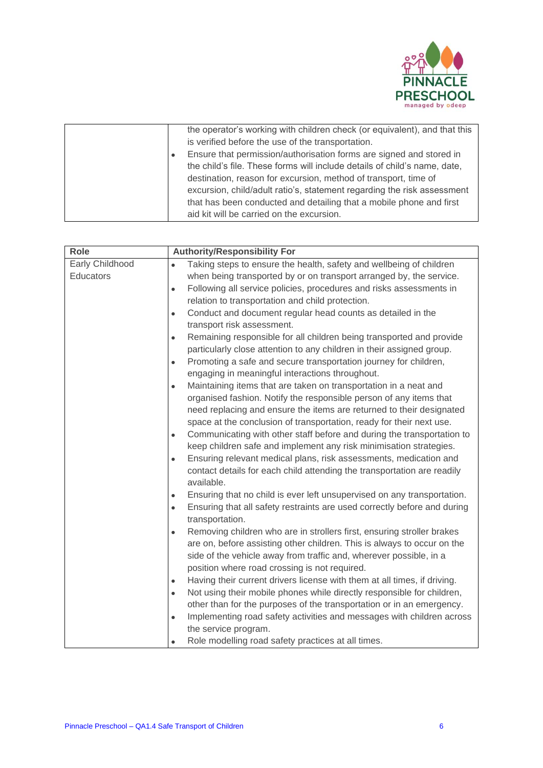| | |
|---|---|
| | the operator's working with children check (or equivalent), and that this is verified before the use of the transportation.<br>• Ensure that permission/authorisation forms are signed and stored in the child's file. These forms will include details of child's name, date, destination, reason for excursion, method of transport, time of excursion, child/adult ratio's, statement regarding the risk assessment that has been conducted and detailing that a mobile phone and first aid kit will be carried on the excursion. |

| Role | Authority/Responsibility For |
|---|---|
| Early Childhood Educators | • Taking steps to ensure the health, safety and wellbeing of children when being transported by or on transport arranged by, the service.<br>• Following all service policies, procedures and risks assessments in relation to transportation and child protection.<br>• Conduct and document regular head counts as detailed in the transport risk assessment.<br>• Remaining responsible for all children being transported and provide particularly close attention to any children in their assigned group.<br>• Promoting a safe and secure transportation journey for children, engaging in meaningful interactions throughout.<br>• Maintaining items that are taken on transportation in a neat and organised fashion. Notify the responsible person of any items that need replacing and ensure the items are returned to their designated space at the conclusion of transportation, ready for their next use.<br>• Communicating with other staff before and during the transportation to keep children safe and implement any risk minimisation strategies.<br>• Ensuring relevant medical plans, risk assessments, medication and contact details for each child attending the transportation are readily available.<br>• Ensuring that no child is ever left unsupervised on any transportation.<br>• Ensuring that all safety restraints are used correctly before and during transportation.<br>• Removing children who are in strollers first, ensuring stroller brakes are on, before assisting other children. This is always to occur on the side of the vehicle away from traffic and, wherever possible, in a position where road crossing is not required.<br>• Having their current drivers license with them at all times, if driving.<br>• Not using their mobile phones while directly responsible for children, other than for the purposes of the transportation or in an emergency.<br>• Implementing road safety activities and messages with children across the service program.<br>• Role modelling road safety practices at all times. |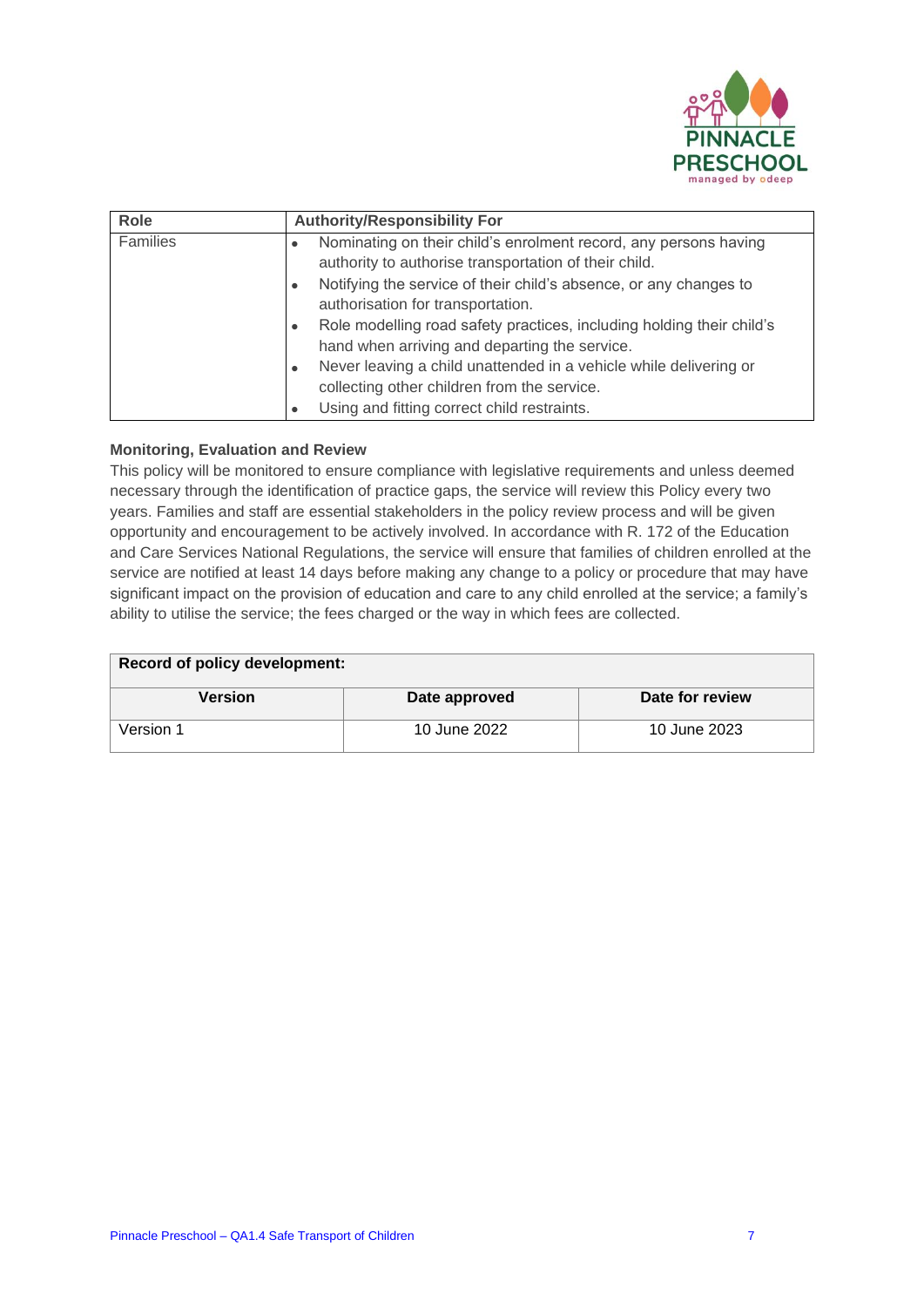| Role | Authority/Responsibility For |
|---|---|
| Families | • Nominating on their child's enrolment record, any persons having authority to authorise transportation of their child.<br>• Notifying the service of their child's absence, or any changes to authorisation for transportation.<br>• Role modelling road safety practices, including holding their child's hand when arriving and departing the service.<br>• Never leaving a child unattended in a vehicle while delivering or collecting other children from the service.<br>• Using and fitting correct child restraints. |

**Monitoring, Evaluation and Review**

This policy will be monitored to ensure compliance with legislative requirements and unless deemed necessary through the identification of practice gaps, the service will review this Policy every two years. Families and staff are essential stakeholders in the policy review process and will be given opportunity and encouragement to be actively involved. In accordance with R. 172 of the Education and Care Services National Regulations, the service will ensure that families of children enrolled at the service are notified at least 14 days before making any change to a policy or procedure that may have significant impact on the provision of education and care to any child enrolled at the service; a family's ability to utilise the service; the fees charged or the way in which fees are collected.

| **Record of policy development:** | | |
|---|---|---|
| **Version** | **Date approved** | **Date for review** |
| Version 1 | 10 June 2022 | 10 June 2023 |